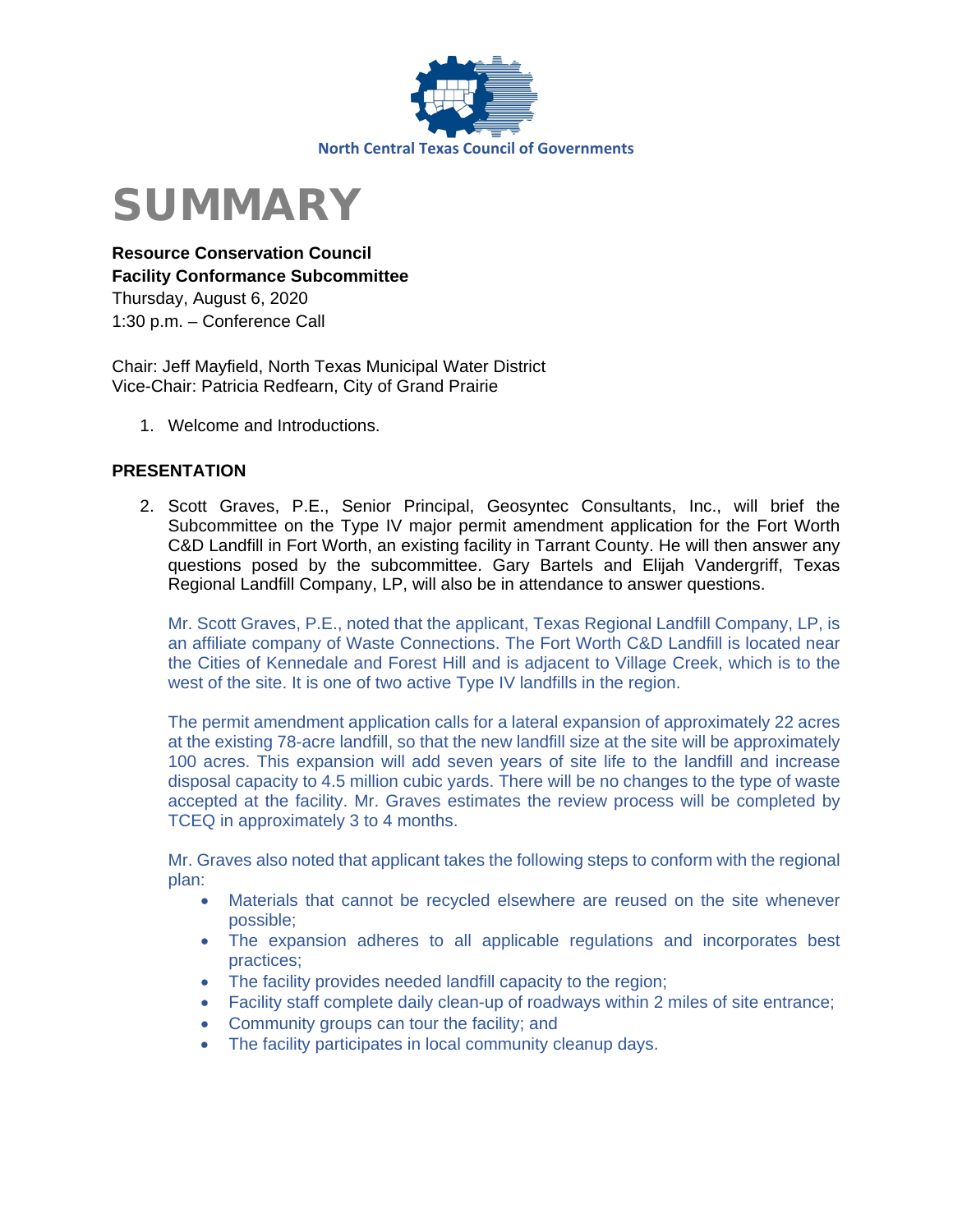North Central Texas Council of Governments

# SUMMARY

**Resource Conservation Council**
**Facility Conformance Subcommittee**
Thursday, August 6, 2020
1:30 p.m. – Conference Call

Chair: Jeff Mayfield, North Texas Municipal Water District
Vice-Chair: Patricia Redfearn, City of Grand Prairie

1. Welcome and Introductions.

**PRESENTATION**

2. Scott Graves, P.E., Senior Principal, Geosyntec Consultants, Inc., will brief the Subcommittee on the Type IV major permit amendment application for the Fort Worth C&D Landfill in Fort Worth, an existing facility in Tarrant County. He will then answer any questions posed by the subcommittee. Gary Bartels and Elijah Vandergriff, Texas Regional Landfill Company, LP, will also be in attendance to answer questions.

   Mr. Scott Graves, P.E., noted that the applicant, Texas Regional Landfill Company, LP, is an affiliate company of Waste Connections. The Fort Worth C&D Landfill is located near the Cities of Kennedale and Forest Hill and is adjacent to Village Creek, which is to the west of the site. It is one of two active Type IV landfills in the region.

   The permit amendment application calls for a lateral expansion of approximately 22 acres at the existing 78-acre landfill, so that the new landfill size at the site will be approximately 100 acres. This expansion will add seven years of site life to the landfill and increase disposal capacity to 4.5 million cubic yards. There will be no changes to the type of waste accepted at the facility. Mr. Graves estimates the review process will be completed by TCEQ in approximately 3 to 4 months.

   Mr. Graves also noted that applicant takes the following steps to conform with the regional plan:

   - Materials that cannot be recycled elsewhere are reused on the site whenever possible;
   - The expansion adheres to all applicable regulations and incorporates best practices;
   - The facility provides needed landfill capacity to the region;
   - Facility staff complete daily clean-up of roadways within 2 miles of site entrance;
   - Community groups can tour the facility; and
   - The facility participates in local community cleanup days.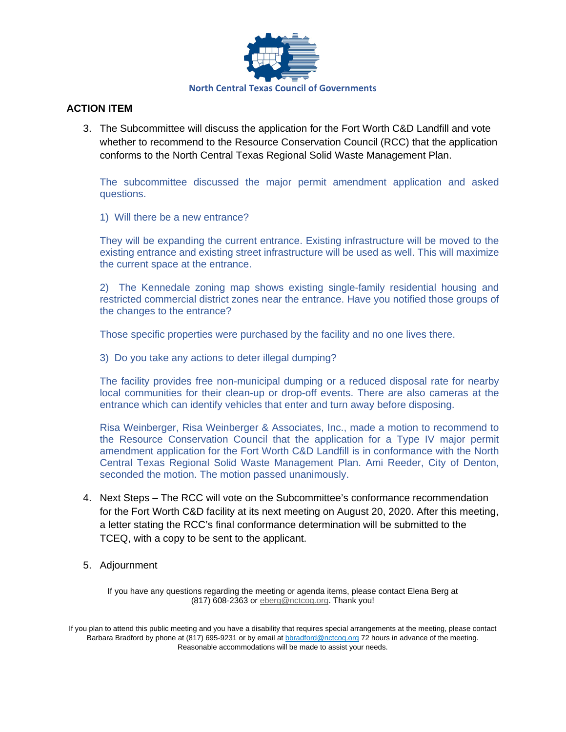North Central Texas Council of Governments

**ACTION ITEM**

3. The Subcommittee will discuss the application for the Fort Worth C&D Landfill and vote whether to recommend to the Resource Conservation Council (RCC) that the application conforms to the North Central Texas Regional Solid Waste Management Plan.

   The subcommittee discussed the major permit amendment application and asked questions.

   1) Will there be a new entrance?

   They will be expanding the current entrance. Existing infrastructure will be moved to the existing entrance and existing street infrastructure will be used as well. This will maximize the current space at the entrance.

   2) The Kennedale zoning map shows existing single-family residential housing and restricted commercial district zones near the entrance. Have you notified those groups of the changes to the entrance?

   Those specific properties were purchased by the facility and no one lives there.

   3) Do you take any actions to deter illegal dumping?

   The facility provides free non-municipal dumping or a reduced disposal rate for nearby local communities for their clean-up or drop-off events. There are also cameras at the entrance which can identify vehicles that enter and turn away before disposing.

   Risa Weinberger, Risa Weinberger & Associates, Inc., made a motion to recommend to the Resource Conservation Council that the application for a Type IV major permit amendment application for the Fort Worth C&D Landfill is in conformance with the North Central Texas Regional Solid Waste Management Plan. Ami Reeder, City of Denton, seconded the motion. The motion passed unanimously.

4. Next Steps – The RCC will vote on the Subcommittee's conformance recommendation for the Fort Worth C&D facility at its next meeting on August 20, 2020. After this meeting, a letter stating the RCC's final conformance determination will be submitted to the TCEQ, with a copy to be sent to the applicant.

5. Adjournment

If you have any questions regarding the meeting or agenda items, please contact Elena Berg at (817) 608-2363 or eberg@nctcog.org. Thank you!

If you plan to attend this public meeting and you have a disability that requires special arrangements at the meeting, please contact Barbara Bradford by phone at (817) 695-9231 or by email at bbradford@nctcog.org 72 hours in advance of the meeting. Reasonable accommodations will be made to assist your needs.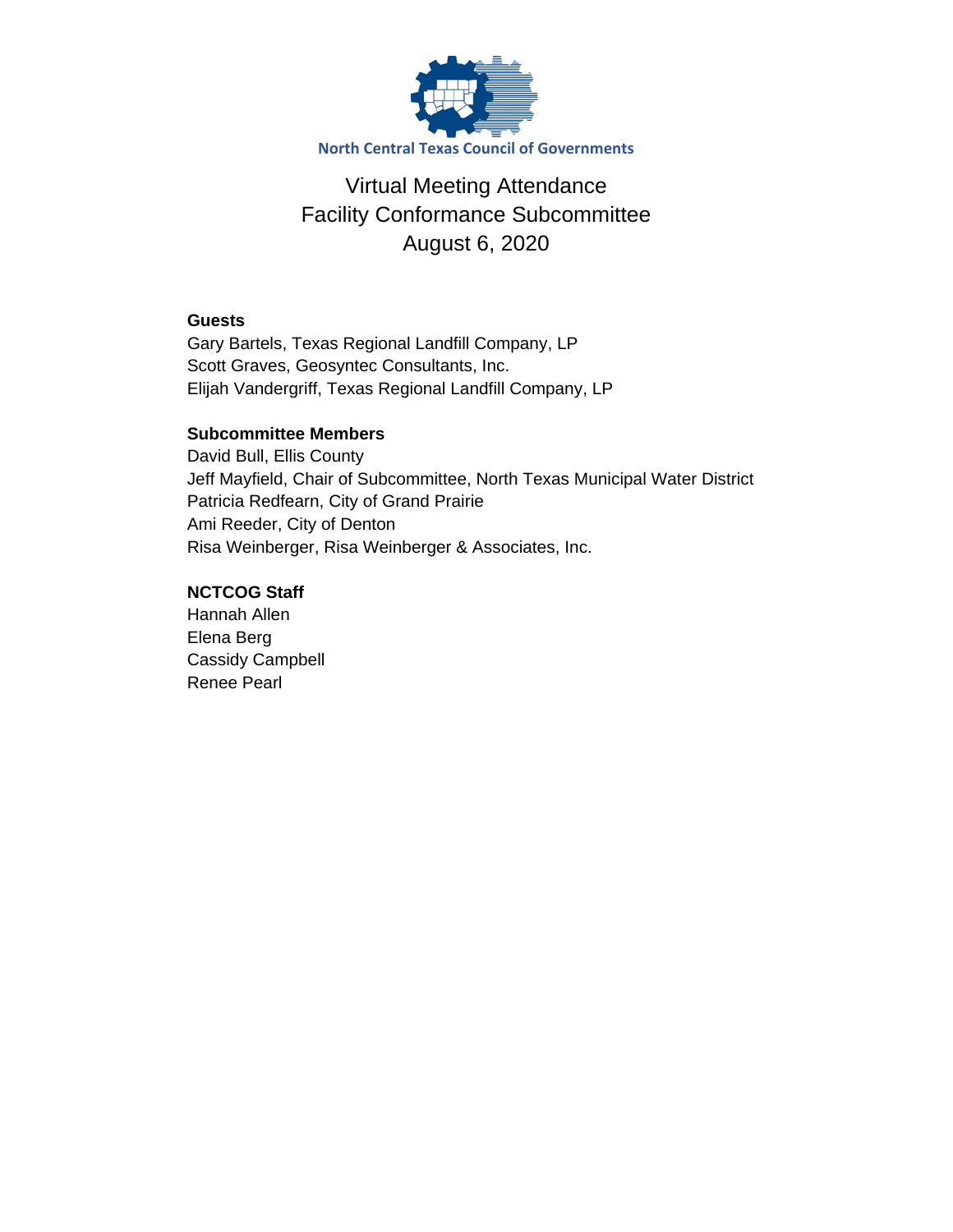North Central Texas Council of Governments

# Virtual Meeting Attendance
# Facility Conformance Subcommittee
# August 6, 2020

**Guests**

Gary Bartels, Texas Regional Landfill Company, LP
Scott Graves, Geosyntec Consultants, Inc.
Elijah Vandergriff, Texas Regional Landfill Company, LP

**Subcommittee Members**

David Bull, Ellis County
Jeff Mayfield, Chair of Subcommittee, North Texas Municipal Water District
Patricia Redfearn, City of Grand Prairie
Ami Reeder, City of Denton
Risa Weinberger, Risa Weinberger & Associates, Inc.

**NCTCOG Staff**

Hannah Allen
Elena Berg
Cassidy Campbell
Renee Pearl